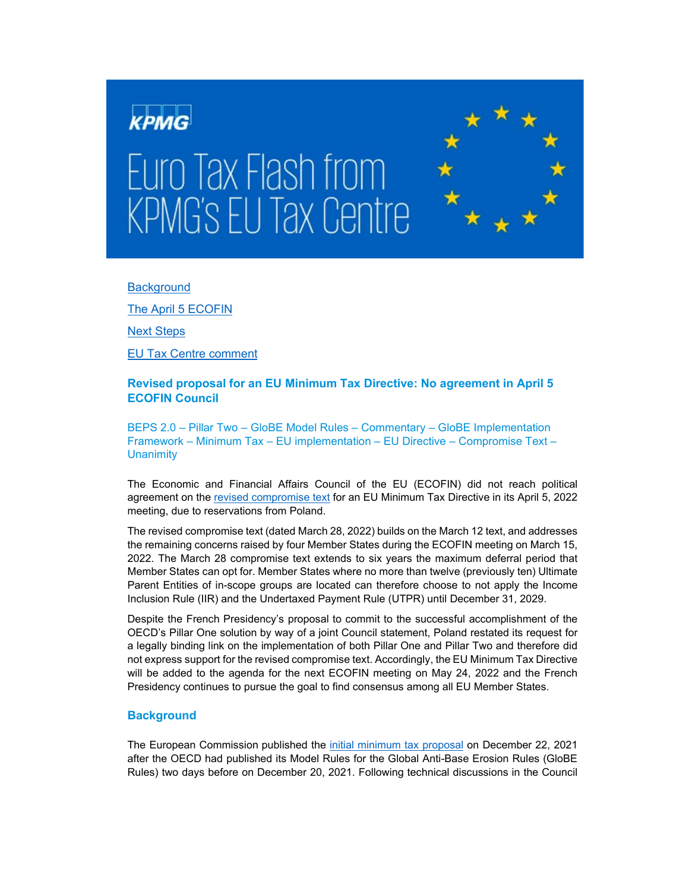# Euro Tax Flash from KPMG's EU Tax Centre

Background

The April 5 ECOFIN

Next Steps

EU Tax Centre comment

## Revised proposal for an EU Minimum Tax Directive: No agreement in April 5 ECOFIN Council

BEPS 2.0 – Pillar Two – GloBE Model Rules – Commentary – GloBE Implementation Framework – Minimum Tax – EU implementation – EU Directive – Compromise Text – Unanimity

The Economic and Financial Affairs Council of the EU (ECOFIN) did not reach political agreement on the revised compromise text for an EU Minimum Tax Directive in its April 5, 2022 meeting, due to reservations from Poland.

The revised compromise text (dated March 28, 2022) builds on the March 12 text, and addresses the remaining concerns raised by four Member States during the ECOFIN meeting on March 15, 2022. The March 28 compromise text extends to six years the maximum deferral period that Member States can opt for. Member States where no more than twelve (previously ten) Ultimate Parent Entities of in-scope groups are located can therefore choose to not apply the Income Inclusion Rule (IIR) and the Undertaxed Payment Rule (UTPR) until December 31, 2029.

Despite the French Presidency's proposal to commit to the successful accomplishment of the OECD's Pillar One solution by way of a joint Council statement, Poland restated its request for a legally binding link on the implementation of both Pillar One and Pillar Two and therefore did not express support for the revised compromise text. Accordingly, the EU Minimum Tax Directive will be added to the agenda for the next ECOFIN meeting on May 24, 2022 and the French Presidency continues to pursue the goal to find consensus among all EU Member States.

## Background

The European Commission published the initial minimum tax proposal on December 22, 2021 after the OECD had published its Model Rules for the Global Anti-Base Erosion Rules (GloBE Rules) two days before on December 20, 2021. Following technical discussions in the Council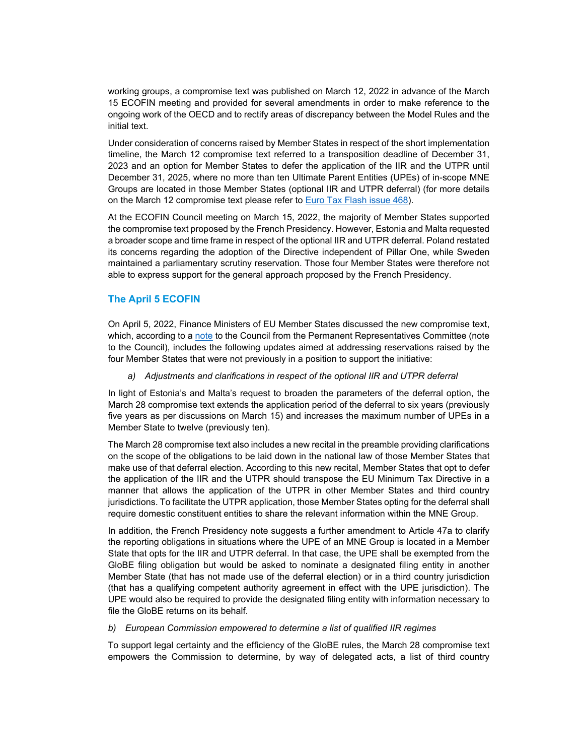working groups, a compromise text was published on March 12, 2022 in advance of the March 15 ECOFIN meeting and provided for several amendments in order to make reference to the ongoing work of the OECD and to rectify areas of discrepancy between the Model Rules and the initial text.

Under consideration of concerns raised by Member States in respect of the short implementation timeline, the March 12 compromise text referred to a transposition deadline of December 31, 2023 and an option for Member States to defer the application of the IIR and the UTPR until December 31, 2025, where no more than ten Ultimate Parent Entities (UPEs) of in-scope MNE Groups are located in those Member States (optional IIR and UTPR deferral) (for more details on the March 12 compromise text please refer to [Euro Tax Flash issue 468](#)).

At the ECOFIN Council meeting on March 15, 2022, the majority of Member States supported the compromise text proposed by the French Presidency. However, Estonia and Malta requested a broader scope and time frame in respect of the optional IIR and UTPR deferral. Poland restated its concerns regarding the adoption of the Directive independent of Pillar One, while Sweden maintained a parliamentary scrutiny reservation. Those four Member States were therefore not able to express support for the general approach proposed by the French Presidency.

## The April 5 ECOFIN

On April 5, 2022, Finance Ministers of EU Member States discussed the new compromise text, which, according to a [note](#) to the Council from the Permanent Representatives Committee (note to the Council), includes the following updates aimed at addressing reservations raised by the four Member States that were not previously in a position to support the initiative:

*a) Adjustments and clarifications in respect of the optional IIR and UTPR deferral*

In light of Estonia's and Malta's request to broaden the parameters of the deferral option, the March 28 compromise text extends the application period of the deferral to six years (previously five years as per discussions on March 15) and increases the maximum number of UPEs in a Member State to twelve (previously ten).

The March 28 compromise text also includes a new recital in the preamble providing clarifications on the scope of the obligations to be laid down in the national law of those Member States that make use of that deferral election. According to this new recital, Member States that opt to defer the application of the IIR and the UTPR should transpose the EU Minimum Tax Directive in a manner that allows the application of the UTPR in other Member States and third country jurisdictions. To facilitate the UTPR application, those Member States opting for the deferral shall require domestic constituent entities to share the relevant information within the MNE Group.

In addition, the French Presidency note suggests a further amendment to Article 47a to clarify the reporting obligations in situations where the UPE of an MNE Group is located in a Member State that opts for the IIR and UTPR deferral. In that case, the UPE shall be exempted from the GloBE filing obligation but would be asked to nominate a designated filing entity in another Member State (that has not made use of the deferral election) or in a third country jurisdiction (that has a qualifying competent authority agreement in effect with the UPE jurisdiction). The UPE would also be required to provide the designated filing entity with information necessary to file the GloBE returns on its behalf.

*b) European Commission empowered to determine a list of qualified IIR regimes*

To support legal certainty and the efficiency of the GloBE rules, the March 28 compromise text empowers the Commission to determine, by way of delegated acts, a list of third country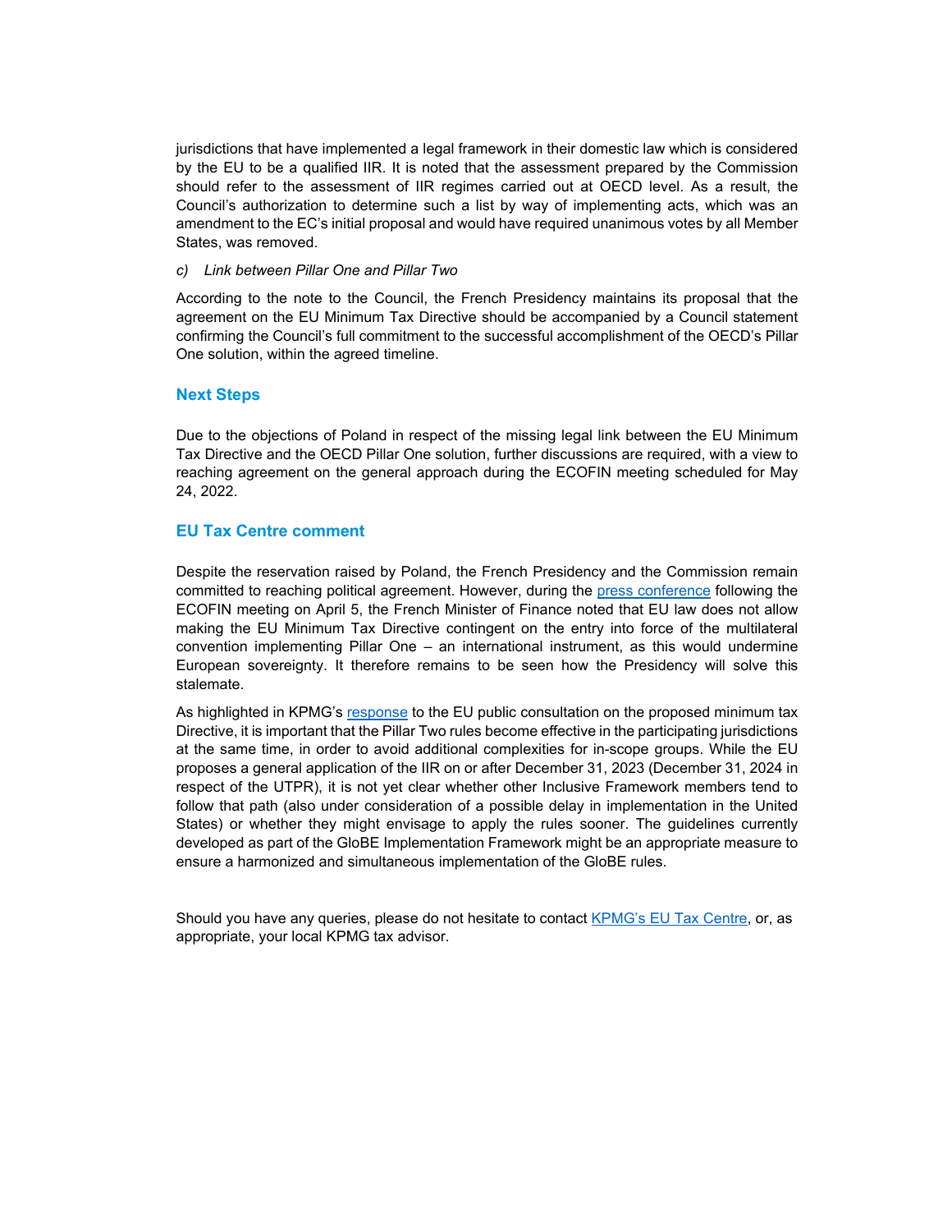jurisdictions that have implemented a legal framework in their domestic law which is considered by the EU to be a qualified IIR. It is noted that the assessment prepared by the Commission should refer to the assessment of IIR regimes carried out at OECD level. As a result, the Council's authorization to determine such a list by way of implementing acts, which was an amendment to the EC's initial proposal and would have required unanimous votes by all Member States, was removed.

*c) Link between Pillar One and Pillar Two*

According to the note to the Council, the French Presidency maintains its proposal that the agreement on the EU Minimum Tax Directive should be accompanied by a Council statement confirming the Council's full commitment to the successful accomplishment of the OECD's Pillar One solution, within the agreed timeline.

## Next Steps

Due to the objections of Poland in respect of the missing legal link between the EU Minimum Tax Directive and the OECD Pillar One solution, further discussions are required, with a view to reaching agreement on the general approach during the ECOFIN meeting scheduled for May 24, 2022.

## EU Tax Centre comment

Despite the reservation raised by Poland, the French Presidency and the Commission remain committed to reaching political agreement. However, during the press conference following the ECOFIN meeting on April 5, the French Minister of Finance noted that EU law does not allow making the EU Minimum Tax Directive contingent on the entry into force of the multilateral convention implementing Pillar One – an international instrument, as this would undermine European sovereignty. It therefore remains to be seen how the Presidency will solve this stalemate.

As highlighted in KPMG's response to the EU public consultation on the proposed minimum tax Directive, it is important that the Pillar Two rules become effective in the participating jurisdictions at the same time, in order to avoid additional complexities for in-scope groups. While the EU proposes a general application of the IIR on or after December 31, 2023 (December 31, 2024 in respect of the UTPR), it is not yet clear whether other Inclusive Framework members tend to follow that path (also under consideration of a possible delay in implementation in the United States) or whether they might envisage to apply the rules sooner. The guidelines currently developed as part of the GloBE Implementation Framework might be an appropriate measure to ensure a harmonized and simultaneous implementation of the GloBE rules.

Should you have any queries, please do not hesitate to contact KPMG's EU Tax Centre, or, as appropriate, your local KPMG tax advisor.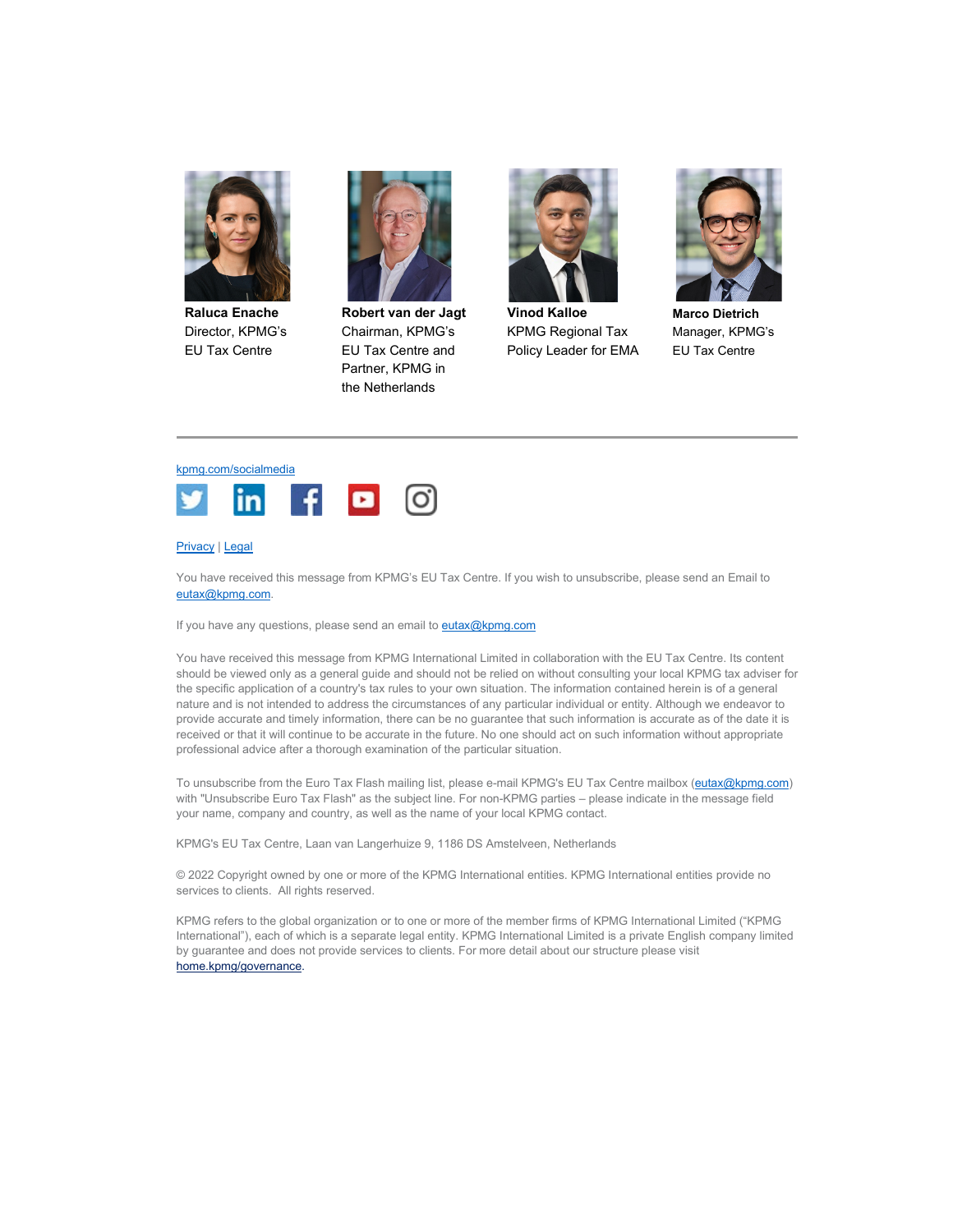**Raluca Enache**
Director, KPMG's EU Tax Centre

**Robert van der Jagt**
Chairman, KPMG's EU Tax Centre and Partner, KPMG in the Netherlands

**Vinod Kalloe**
KPMG Regional Tax Policy Leader for EMA

**Marco Dietrich**
Manager, KPMG's EU Tax Centre

---

[kpmg.com/socialmedia](kpmg.com/socialmedia)

[Privacy](#) | [Legal](#)

You have received this message from KPMG's EU Tax Centre. If you wish to unsubscribe, please send an Email to [eutax@kpmg.com](mailto:eutax@kpmg.com).

If you have any questions, please send an email to [eutax@kpmg.com](mailto:eutax@kpmg.com)

You have received this message from KPMG International Limited in collaboration with the EU Tax Centre. Its content should be viewed only as a general guide and should not be relied on without consulting your local KPMG tax adviser for the specific application of a country's tax rules to your own situation. The information contained herein is of a general nature and is not intended to address the circumstances of any particular individual or entity. Although we endeavor to provide accurate and timely information, there can be no guarantee that such information is accurate as of the date it is received or that it will continue to be accurate in the future. No one should act on such information without appropriate professional advice after a thorough examination of the particular situation.

To unsubscribe from the Euro Tax Flash mailing list, please e-mail KPMG's EU Tax Centre mailbox ([eutax@kpmg.com](mailto:eutax@kpmg.com)) with "Unsubscribe Euro Tax Flash" as the subject line. For non-KPMG parties – please indicate in the message field your name, company and country, as well as the name of your local KPMG contact.

KPMG's EU Tax Centre, Laan van Langerhuize 9, 1186 DS Amstelveen, Netherlands

© 2022 Copyright owned by one or more of the KPMG International entities. KPMG International entities provide no services to clients. All rights reserved.

KPMG refers to the global organization or to one or more of the member firms of KPMG International Limited ("KPMG International"), each of which is a separate legal entity. KPMG International Limited is a private English company limited by guarantee and does not provide services to clients. For more detail about our structure please visit [home.kpmg/governance](home.kpmg/governance).